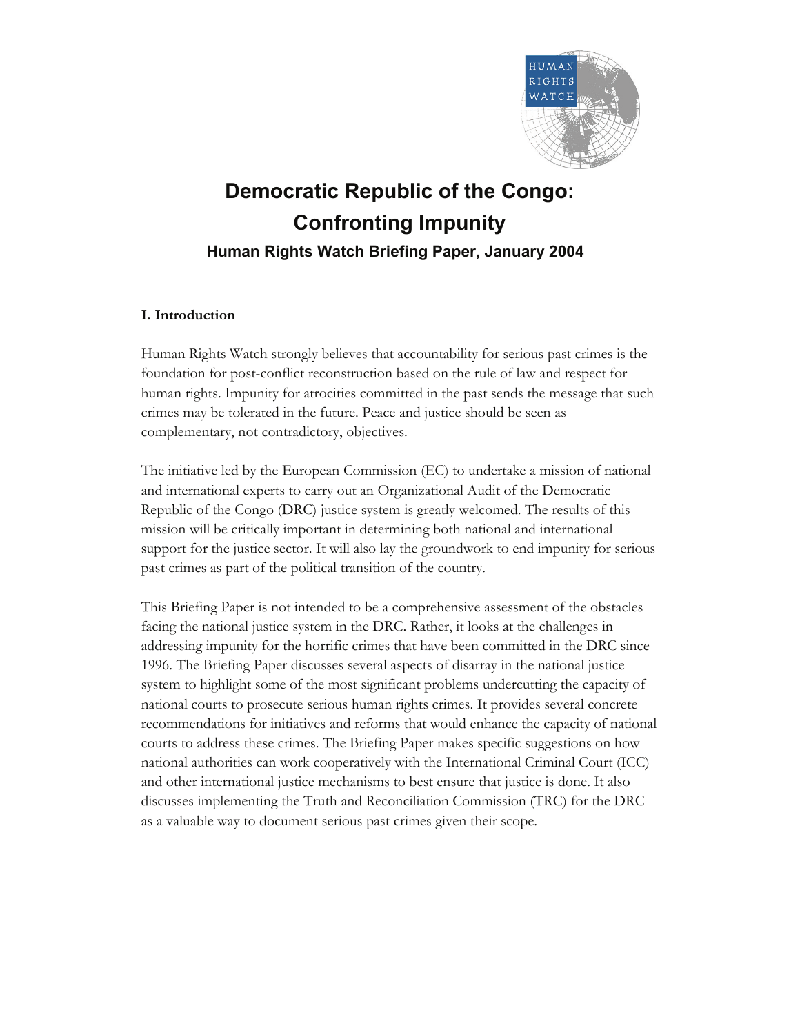# Democratic Republic of the Congo: Confronting Impunity

### Human Rights Watch Briefing Paper, January 2004

## I. Introduction

Human Rights Watch strongly believes that accountability for serious past crimes is the foundation for post-conflict reconstruction based on the rule of law and respect for human rights. Impunity for atrocities committed in the past sends the message that such crimes may be tolerated in the future. Peace and justice should be seen as complementary, not contradictory, objectives.

The initiative led by the European Commission (EC) to undertake a mission of national and international experts to carry out an Organizational Audit of the Democratic Republic of the Congo (DRC) justice system is greatly welcomed. The results of this mission will be critically important in determining both national and international support for the justice sector. It will also lay the groundwork to end impunity for serious past crimes as part of the political transition of the country.

This Briefing Paper is not intended to be a comprehensive assessment of the obstacles facing the national justice system in the DRC. Rather, it looks at the challenges in addressing impunity for the horrific crimes that have been committed in the DRC since 1996. The Briefing Paper discusses several aspects of disarray in the national justice system to highlight some of the most significant problems undercutting the capacity of national courts to prosecute serious human rights crimes. It provides several concrete recommendations for initiatives and reforms that would enhance the capacity of national courts to address these crimes. The Briefing Paper makes specific suggestions on how national authorities can work cooperatively with the International Criminal Court (ICC) and other international justice mechanisms to best ensure that justice is done. It also discusses implementing the Truth and Reconciliation Commission (TRC) for the DRC as a valuable way to document serious past crimes given their scope.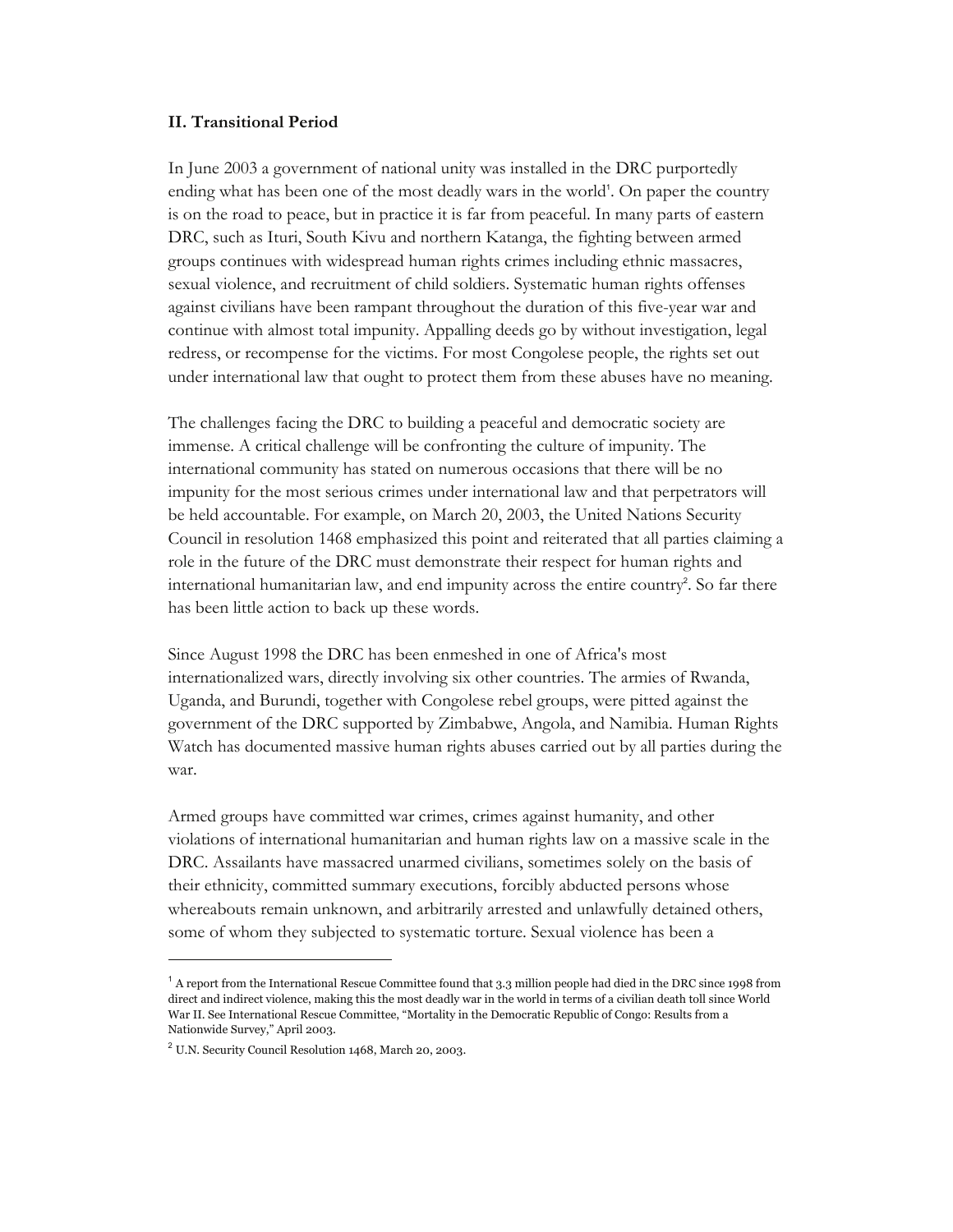**II. Transitional Period**

In June 2003 a government of national unity was installed in the DRC purportedly ending what has been one of the most deadly wars in the world[1]. On paper the country is on the road to peace, but in practice it is far from peaceful. In many parts of eastern DRC, such as Ituri, South Kivu and northern Katanga, the fighting between armed groups continues with widespread human rights crimes including ethnic massacres, sexual violence, and recruitment of child soldiers. Systematic human rights offenses against civilians have been rampant throughout the duration of this five-year war and continue with almost total impunity. Appalling deeds go by without investigation, legal redress, or recompense for the victims. For most Congolese people, the rights set out under international law that ought to protect them from these abuses have no meaning.

The challenges facing the DRC to building a peaceful and democratic society are immense. A critical challenge will be confronting the culture of impunity. The international community has stated on numerous occasions that there will be no impunity for the most serious crimes under international law and that perpetrators will be held accountable. For example, on March 20, 2003, the United Nations Security Council in resolution 1468 emphasized this point and reiterated that all parties claiming a role in the future of the DRC must demonstrate their respect for human rights and international humanitarian law, and end impunity across the entire country[2]. So far there has been little action to back up these words.

Since August 1998 the DRC has been enmeshed in one of Africa's most internationalized wars, directly involving six other countries. The armies of Rwanda, Uganda, and Burundi, together with Congolese rebel groups, were pitted against the government of the DRC supported by Zimbabwe, Angola, and Namibia. Human Rights Watch has documented massive human rights abuses carried out by all parties during the war.

Armed groups have committed war crimes, crimes against humanity, and other violations of international humanitarian and human rights law on a massive scale in the DRC. Assailants have massacred unarmed civilians, sometimes solely on the basis of their ethnicity, committed summary executions, forcibly abducted persons whose whereabouts remain unknown, and arbitrarily arrested and unlawfully detained others, some of whom they subjected to systematic torture. Sexual violence has been a

---

[1] A report from the International Rescue Committee found that 3.3 million people had died in the DRC since 1998 from direct and indirect violence, making this the most deadly war in the world in terms of a civilian death toll since World War II. See International Rescue Committee, "Mortality in the Democratic Republic of Congo: Results from a Nationwide Survey," April 2003.

[2] U.N. Security Council Resolution 1468, March 20, 2003.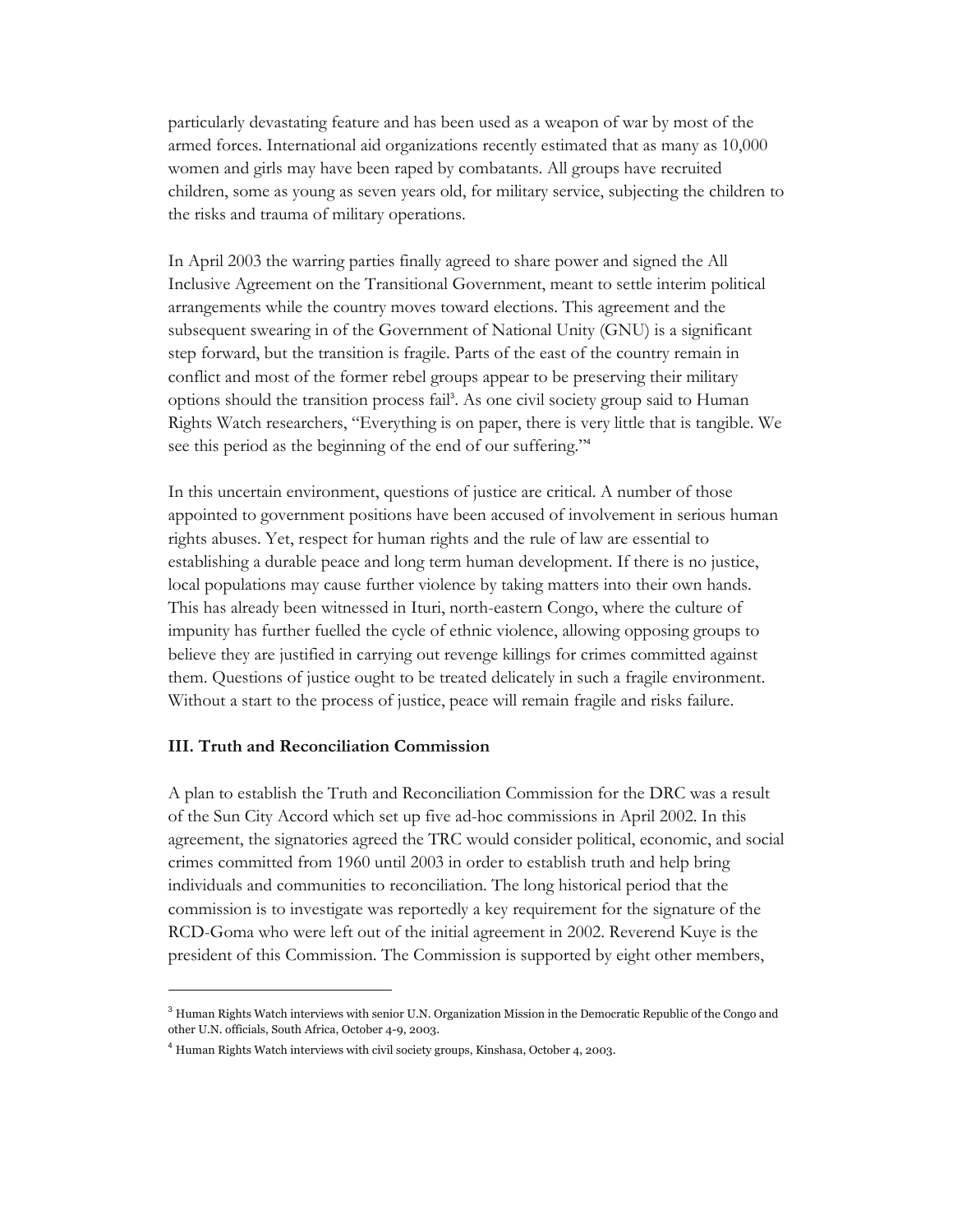particularly devastating feature and has been used as a weapon of war by most of the armed forces. International aid organizations recently estimated that as many as 10,000 women and girls may have been raped by combatants. All groups have recruited children, some as young as seven years old, for military service, subjecting the children to the risks and trauma of military operations.

In April 2003 the warring parties finally agreed to share power and signed the All Inclusive Agreement on the Transitional Government, meant to settle interim political arrangements while the country moves toward elections. This agreement and the subsequent swearing in of the Government of National Unity (GNU) is a significant step forward, but the transition is fragile. Parts of the east of the country remain in conflict and most of the former rebel groups appear to be preserving their military options should the transition process fail[3]. As one civil society group said to Human Rights Watch researchers, "Everything is on paper, there is very little that is tangible. We see this period as the beginning of the end of our suffering."[4]

In this uncertain environment, questions of justice are critical. A number of those appointed to government positions have been accused of involvement in serious human rights abuses. Yet, respect for human rights and the rule of law are essential to establishing a durable peace and long term human development. If there is no justice, local populations may cause further violence by taking matters into their own hands. This has already been witnessed in Ituri, north-eastern Congo, where the culture of impunity has further fuelled the cycle of ethnic violence, allowing opposing groups to believe they are justified in carrying out revenge killings for crimes committed against them. Questions of justice ought to be treated delicately in such a fragile environment. Without a start to the process of justice, peace will remain fragile and risks failure.

### III. Truth and Reconciliation Commission

A plan to establish the Truth and Reconciliation Commission for the DRC was a result of the Sun City Accord which set up five ad-hoc commissions in April 2002. In this agreement, the signatories agreed the TRC would consider political, economic, and social crimes committed from 1960 until 2003 in order to establish truth and help bring individuals and communities to reconciliation. The long historical period that the commission is to investigate was reportedly a key requirement for the signature of the RCD-Goma who were left out of the initial agreement in 2002. Reverend Kuye is the president of this Commission. The Commission is supported by eight other members,

---

[3] Human Rights Watch interviews with senior U.N. Organization Mission in the Democratic Republic of the Congo and other U.N. officials, South Africa, October 4-9, 2003.

[4] Human Rights Watch interviews with civil society groups, Kinshasa, October 4, 2003.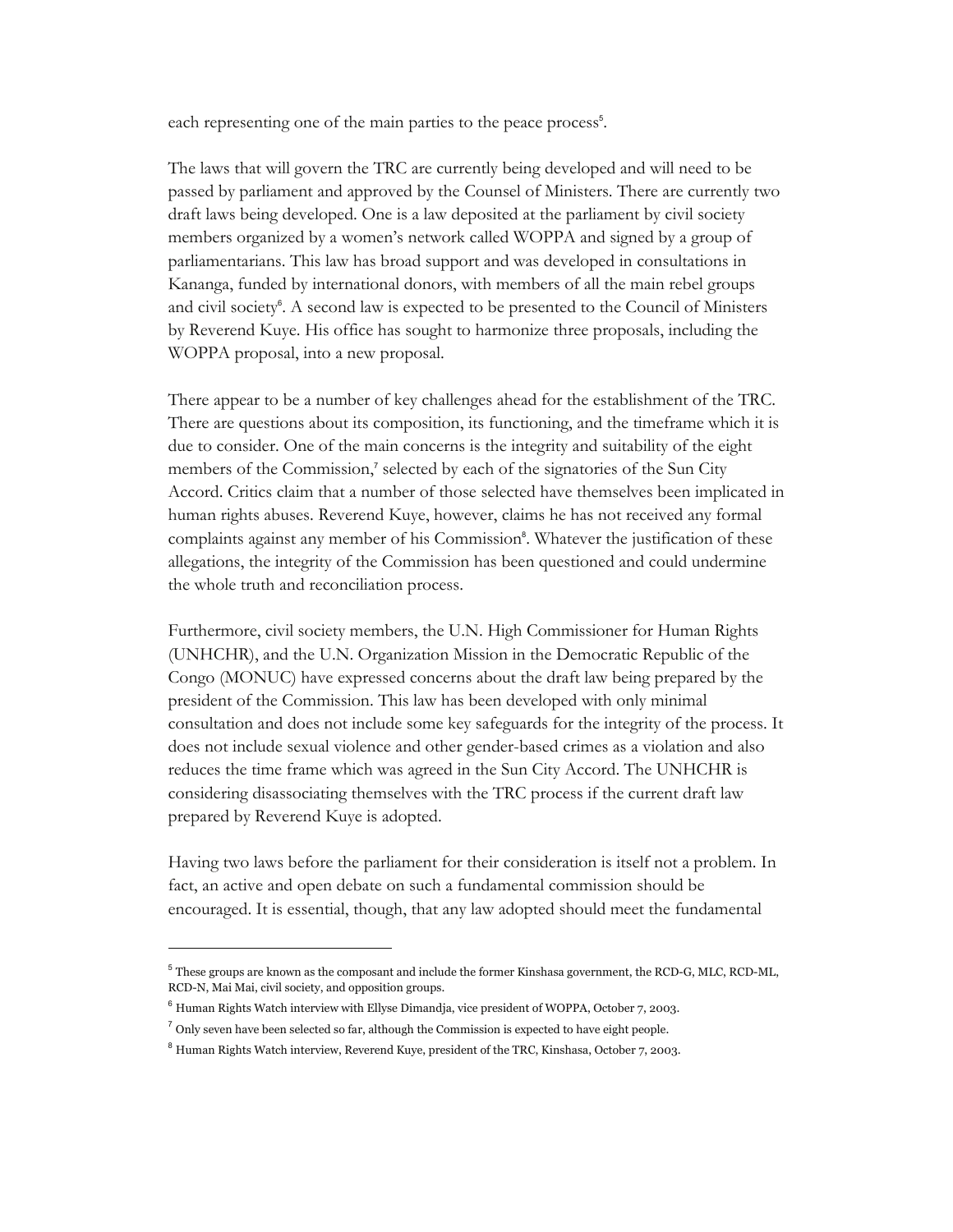each representing one of the main parties to the peace process[5].

The laws that will govern the TRC are currently being developed and will need to be passed by parliament and approved by the Counsel of Ministers. There are currently two draft laws being developed. One is a law deposited at the parliament by civil society members organized by a women's network called WOPPA and signed by a group of parliamentarians. This law has broad support and was developed in consultations in Kananga, funded by international donors, with members of all the main rebel groups and civil society[6]. A second law is expected to be presented to the Council of Ministers by Reverend Kuye. His office has sought to harmonize three proposals, including the WOPPA proposal, into a new proposal.

There appear to be a number of key challenges ahead for the establishment of the TRC. There are questions about its composition, its functioning, and the timeframe which it is due to consider. One of the main concerns is the integrity and suitability of the eight members of the Commission,[7] selected by each of the signatories of the Sun City Accord. Critics claim that a number of those selected have themselves been implicated in human rights abuses. Reverend Kuye, however, claims he has not received any formal complaints against any member of his Commission[8]. Whatever the justification of these allegations, the integrity of the Commission has been questioned and could undermine the whole truth and reconciliation process.

Furthermore, civil society members, the U.N. High Commissioner for Human Rights (UNHCHR), and the U.N. Organization Mission in the Democratic Republic of the Congo (MONUC) have expressed concerns about the draft law being prepared by the president of the Commission. This law has been developed with only minimal consultation and does not include some key safeguards for the integrity of the process. It does not include sexual violence and other gender-based crimes as a violation and also reduces the time frame which was agreed in the Sun City Accord. The UNHCHR is considering disassociating themselves with the TRC process if the current draft law prepared by Reverend Kuye is adopted.

Having two laws before the parliament for their consideration is itself not a problem. In fact, an active and open debate on such a fundamental commission should be encouraged. It is essential, though, that any law adopted should meet the fundamental

---

[5] These groups are known as the composant and include the former Kinshasa government, the RCD-G, MLC, RCD-ML, RCD-N, Mai Mai, civil society, and opposition groups.

[6] Human Rights Watch interview with Ellyse Dimandja, vice president of WOPPA, October 7, 2003.

[7] Only seven have been selected so far, although the Commission is expected to have eight people.

[8] Human Rights Watch interview, Reverend Kuye, president of the TRC, Kinshasa, October 7, 2003.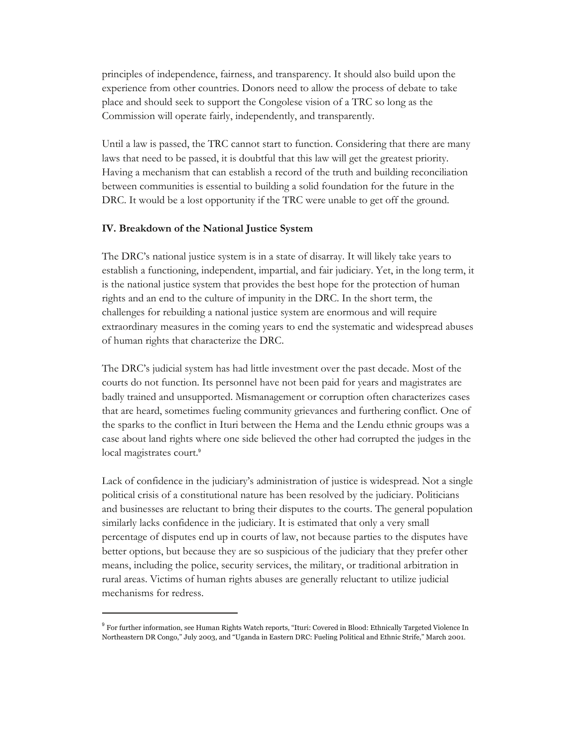principles of independence, fairness, and transparency. It should also build upon the experience from other countries. Donors need to allow the process of debate to take place and should seek to support the Congolese vision of a TRC so long as the Commission will operate fairly, independently, and transparently.

Until a law is passed, the TRC cannot start to function. Considering that there are many laws that need to be passed, it is doubtful that this law will get the greatest priority. Having a mechanism that can establish a record of the truth and building reconciliation between communities is essential to building a solid foundation for the future in the DRC. It would be a lost opportunity if the TRC were unable to get off the ground.

## IV. Breakdown of the National Justice System

The DRC's national justice system is in a state of disarray. It will likely take years to establish a functioning, independent, impartial, and fair judiciary. Yet, in the long term, it is the national justice system that provides the best hope for the protection of human rights and an end to the culture of impunity in the DRC. In the short term, the challenges for rebuilding a national justice system are enormous and will require extraordinary measures in the coming years to end the systematic and widespread abuses of human rights that characterize the DRC.

The DRC's judicial system has had little investment over the past decade. Most of the courts do not function. Its personnel have not been paid for years and magistrates are badly trained and unsupported. Mismanagement or corruption often characterizes cases that are heard, sometimes fueling community grievances and furthering conflict. One of the sparks to the conflict in Ituri between the Hema and the Lendu ethnic groups was a case about land rights where one side believed the other had corrupted the judges in the local magistrates court.[9]

Lack of confidence in the judiciary's administration of justice is widespread. Not a single political crisis of a constitutional nature has been resolved by the judiciary. Politicians and businesses are reluctant to bring their disputes to the courts. The general population similarly lacks confidence in the judiciary. It is estimated that only a very small percentage of disputes end up in courts of law, not because parties to the disputes have better options, but because they are so suspicious of the judiciary that they prefer other means, including the police, security services, the military, or traditional arbitration in rural areas. Victims of human rights abuses are generally reluctant to utilize judicial mechanisms for redress.

---

[9] For further information, see Human Rights Watch reports, "Ituri: Covered in Blood: Ethnically Targeted Violence In Northeastern DR Congo," July 2003, and "Uganda in Eastern DRC: Fueling Political and Ethnic Strife," March 2001.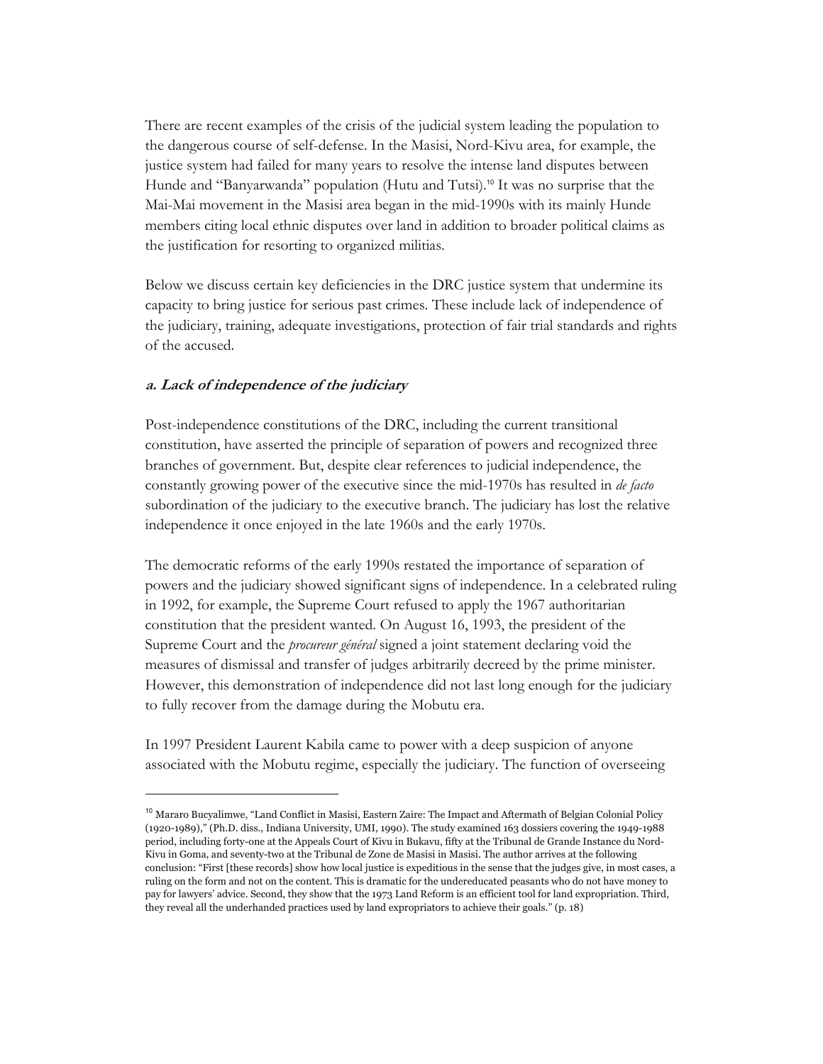There are recent examples of the crisis of the judicial system leading the population to the dangerous course of self-defense. In the Masisi, Nord-Kivu area, for example, the justice system had failed for many years to resolve the intense land disputes between Hunde and "Banyarwanda" population (Hutu and Tutsi).[10] It was no surprise that the Mai-Mai movement in the Masisi area began in the mid-1990s with its mainly Hunde members citing local ethnic disputes over land in addition to broader political claims as the justification for resorting to organized militias.

Below we discuss certain key deficiencies in the DRC justice system that undermine its capacity to bring justice for serious past crimes. These include lack of independence of the judiciary, training, adequate investigations, protection of fair trial standards and rights of the accused.

#### *a. Lack of independence of the judiciary*

Post-independence constitutions of the DRC, including the current transitional constitution, have asserted the principle of separation of powers and recognized three branches of government. But, despite clear references to judicial independence, the constantly growing power of the executive since the mid-1970s has resulted in *de facto* subordination of the judiciary to the executive branch. The judiciary has lost the relative independence it once enjoyed in the late 1960s and the early 1970s.

The democratic reforms of the early 1990s restated the importance of separation of powers and the judiciary showed significant signs of independence. In a celebrated ruling in 1992, for example, the Supreme Court refused to apply the 1967 authoritarian constitution that the president wanted. On August 16, 1993, the president of the Supreme Court and the *procureur général* signed a joint statement declaring void the measures of dismissal and transfer of judges arbitrarily decreed by the prime minister. However, this demonstration of independence did not last long enough for the judiciary to fully recover from the damage during the Mobutu era.

In 1997 President Laurent Kabila came to power with a deep suspicion of anyone associated with the Mobutu regime, especially the judiciary. The function of overseeing

---

[10] Mararo Bucyalimwe, "Land Conflict in Masisi, Eastern Zaire: The Impact and Aftermath of Belgian Colonial Policy (1920-1989)," (Ph.D. diss., Indiana University, UMI, 1990). The study examined 163 dossiers covering the 1949-1988 period, including forty-one at the Appeals Court of Kivu in Bukavu, fifty at the Tribunal de Grande Instance du Nord-Kivu in Goma, and seventy-two at the Tribunal de Zone de Masisi in Masisi. The author arrives at the following conclusion: "First [these records] show how local justice is expeditious in the sense that the judges give, in most cases, a ruling on the form and not on the content. This is dramatic for the undereducated peasants who do not have money to pay for lawyers' advice. Second, they show that the 1973 Land Reform is an efficient tool for land expropriation. Third, they reveal all the underhanded practices used by land expropriators to achieve their goals." (p. 18)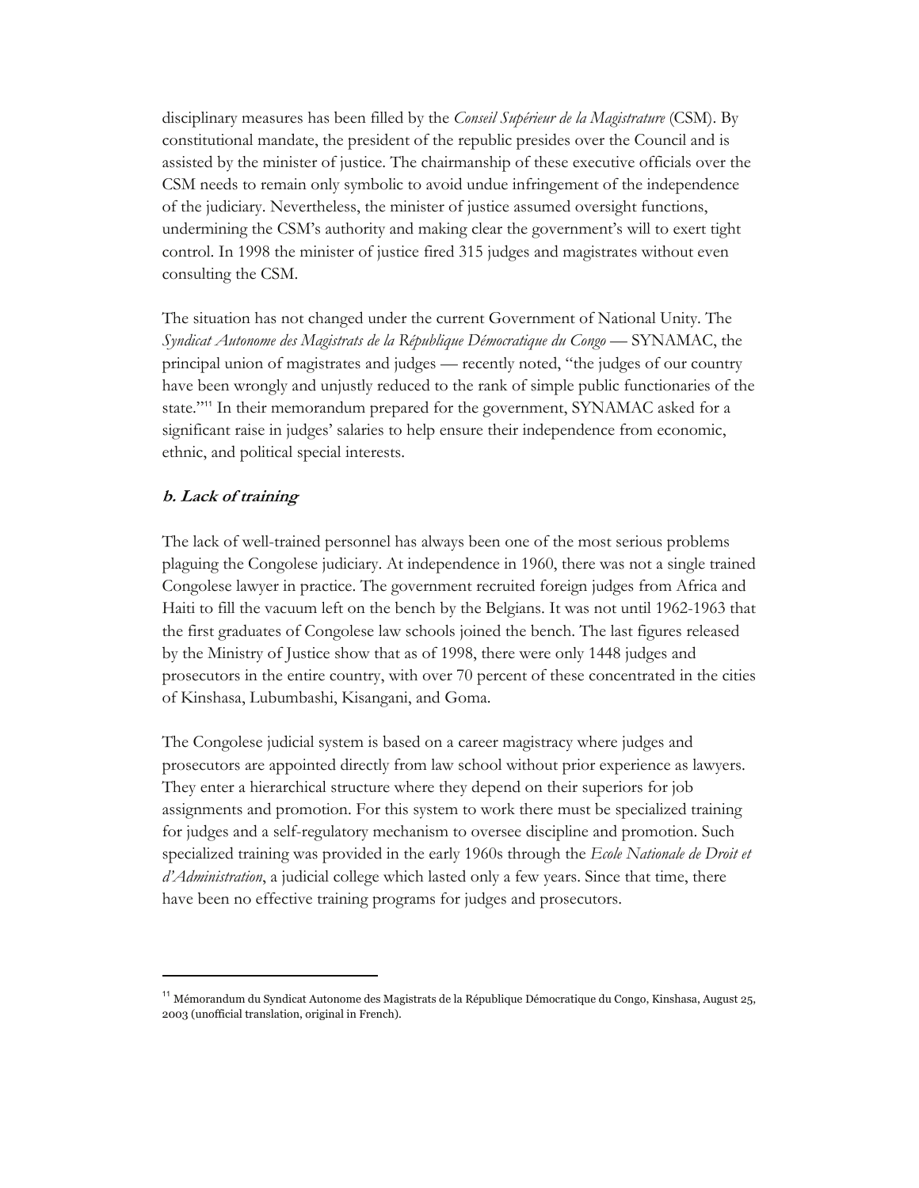disciplinary measures has been filled by the *Conseil Supérieur de la Magistrature* (CSM). By constitutional mandate, the president of the republic presides over the Council and is assisted by the minister of justice. The chairmanship of these executive officials over the CSM needs to remain only symbolic to avoid undue infringement of the independence of the judiciary. Nevertheless, the minister of justice assumed oversight functions, undermining the CSM's authority and making clear the government's will to exert tight control. In 1998 the minister of justice fired 315 judges and magistrates without even consulting the CSM.

The situation has not changed under the current Government of National Unity. The *Syndicat Autonome des Magistrats de la République Démocratique du Congo* — SYNAMAC, the principal union of magistrates and judges — recently noted, "the judges of our country have been wrongly and unjustly reduced to the rank of simple public functionaries of the state."[11] In their memorandum prepared for the government, SYNAMAC asked for a significant raise in judges' salaries to help ensure their independence from economic, ethnic, and political special interests.

#### b. Lack of training

The lack of well-trained personnel has always been one of the most serious problems plaguing the Congolese judiciary. At independence in 1960, there was not a single trained Congolese lawyer in practice. The government recruited foreign judges from Africa and Haiti to fill the vacuum left on the bench by the Belgians. It was not until 1962-1963 that the first graduates of Congolese law schools joined the bench. The last figures released by the Ministry of Justice show that as of 1998, there were only 1448 judges and prosecutors in the entire country, with over 70 percent of these concentrated in the cities of Kinshasa, Lubumbashi, Kisangani, and Goma.

The Congolese judicial system is based on a career magistracy where judges and prosecutors are appointed directly from law school without prior experience as lawyers. They enter a hierarchical structure where they depend on their superiors for job assignments and promotion. For this system to work there must be specialized training for judges and a self-regulatory mechanism to oversee discipline and promotion. Such specialized training was provided in the early 1960s through the *Ecole Nationale de Droit et d'Administration*, a judicial college which lasted only a few years. Since that time, there have been no effective training programs for judges and prosecutors.

---

[11] Mémorandum du Syndicat Autonome des Magistrats de la République Démocratique du Congo, Kinshasa, August 25, 2003 (unofficial translation, original in French).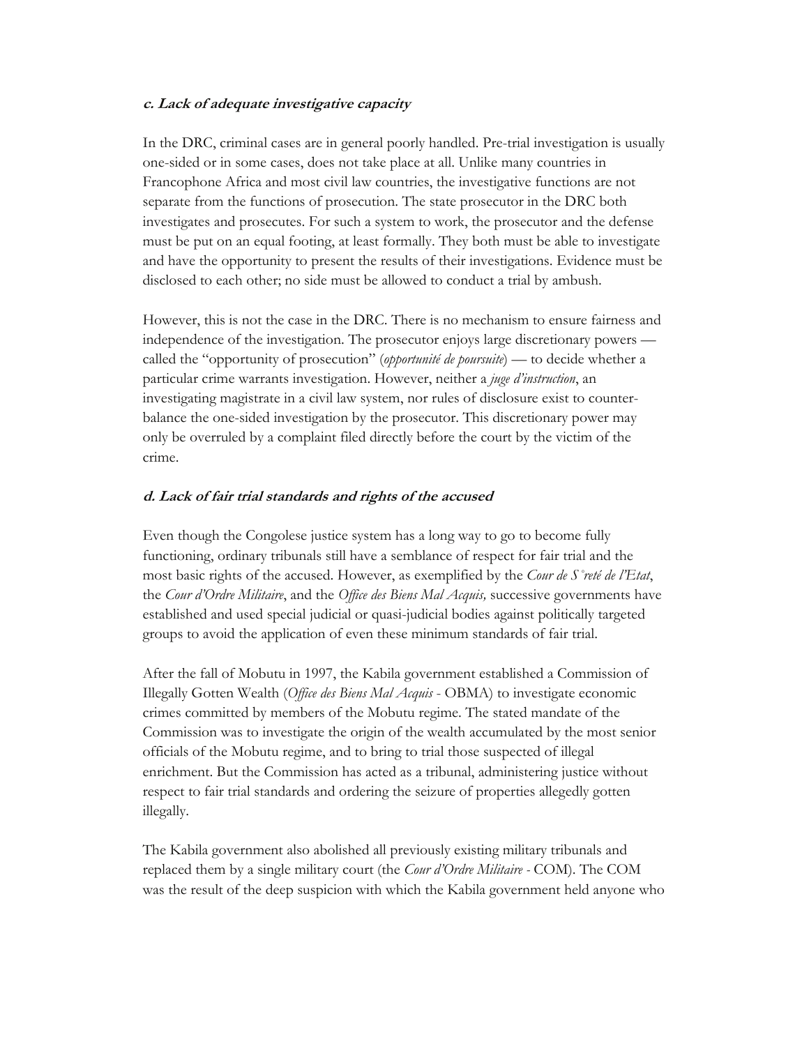#### c. Lack of adequate investigative capacity

In the DRC, criminal cases are in general poorly handled. Pre-trial investigation is usually one-sided or in some cases, does not take place at all. Unlike many countries in Francophone Africa and most civil law countries, the investigative functions are not separate from the functions of prosecution. The state prosecutor in the DRC both investigates and prosecutes. For such a system to work, the prosecutor and the defense must be put on an equal footing, at least formally. They both must be able to investigate and have the opportunity to present the results of their investigations. Evidence must be disclosed to each other; no side must be allowed to conduct a trial by ambush.

However, this is not the case in the DRC. There is no mechanism to ensure fairness and independence of the investigation. The prosecutor enjoys large discretionary powers — called the "opportunity of prosecution" (*opportunité de poursuite*) — to decide whether a particular crime warrants investigation. However, neither a *juge d'instruction*, an investigating magistrate in a civil law system, nor rules of disclosure exist to counter-balance the one-sided investigation by the prosecutor. This discretionary power may only be overruled by a complaint filed directly before the court by the victim of the crime.

#### d. Lack of fair trial standards and rights of the accused

Even though the Congolese justice system has a long way to go to become fully functioning, ordinary tribunals still have a semblance of respect for fair trial and the most basic rights of the accused. However, as exemplified by the *Cour de Sûreté de l'Etat*, the *Cour d'Ordre Militaire*, and the *Office des Biens Mal Acquis,* successive governments have established and used special judicial or quasi-judicial bodies against politically targeted groups to avoid the application of even these minimum standards of fair trial.

After the fall of Mobutu in 1997, the Kabila government established a Commission of Illegally Gotten Wealth (*Office des Biens Mal Acquis* - OBMA) to investigate economic crimes committed by members of the Mobutu regime. The stated mandate of the Commission was to investigate the origin of the wealth accumulated by the most senior officials of the Mobutu regime, and to bring to trial those suspected of illegal enrichment. But the Commission has acted as a tribunal, administering justice without respect to fair trial standards and ordering the seizure of properties allegedly gotten illegally.

The Kabila government also abolished all previously existing military tribunals and replaced them by a single military court (the *Cour d'Ordre Militaire* - COM). The COM was the result of the deep suspicion with which the Kabila government held anyone who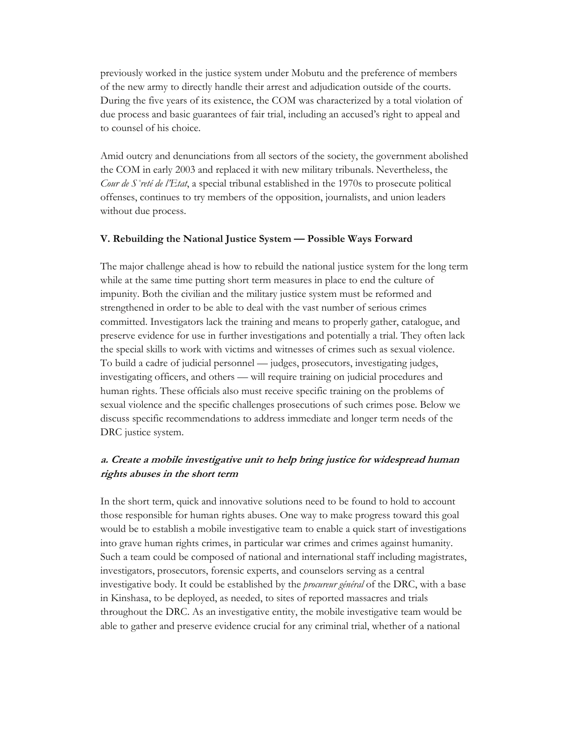previously worked in the justice system under Mobutu and the preference of members of the new army to directly handle their arrest and adjudication outside of the courts. During the five years of its existence, the COM was characterized by a total violation of due process and basic guarantees of fair trial, including an accused's right to appeal and to counsel of his choice.

Amid outcry and denunciations from all sectors of the society, the government abolished the COM in early 2003 and replaced it with new military tribunals. Nevertheless, the *Cour de S˚reté de l'Etat*, a special tribunal established in the 1970s to prosecute political offenses, continues to try members of the opposition, journalists, and union leaders without due process.

### V. Rebuilding the National Justice System — Possible Ways Forward

The major challenge ahead is how to rebuild the national justice system for the long term while at the same time putting short term measures in place to end the culture of impunity. Both the civilian and the military justice system must be reformed and strengthened in order to be able to deal with the vast number of serious crimes committed. Investigators lack the training and means to properly gather, catalogue, and preserve evidence for use in further investigations and potentially a trial. They often lack the special skills to work with victims and witnesses of crimes such as sexual violence. To build a cadre of judicial personnel — judges, prosecutors, investigating judges, investigating officers, and others — will require training on judicial procedures and human rights. These officials also must receive specific training on the problems of sexual violence and the specific challenges prosecutions of such crimes pose. Below we discuss specific recommendations to address immediate and longer term needs of the DRC justice system.

#### *a. Create a mobile investigative unit to help bring justice for widespread human rights abuses in the short term*

In the short term, quick and innovative solutions need to be found to hold to account those responsible for human rights abuses. One way to make progress toward this goal would be to establish a mobile investigative team to enable a quick start of investigations into grave human rights crimes, in particular war crimes and crimes against humanity. Such a team could be composed of national and international staff including magistrates, investigators, prosecutors, forensic experts, and counselors serving as a central investigative body. It could be established by the *procureur général* of the DRC, with a base in Kinshasa, to be deployed, as needed, to sites of reported massacres and trials throughout the DRC. As an investigative entity, the mobile investigative team would be able to gather and preserve evidence crucial for any criminal trial, whether of a national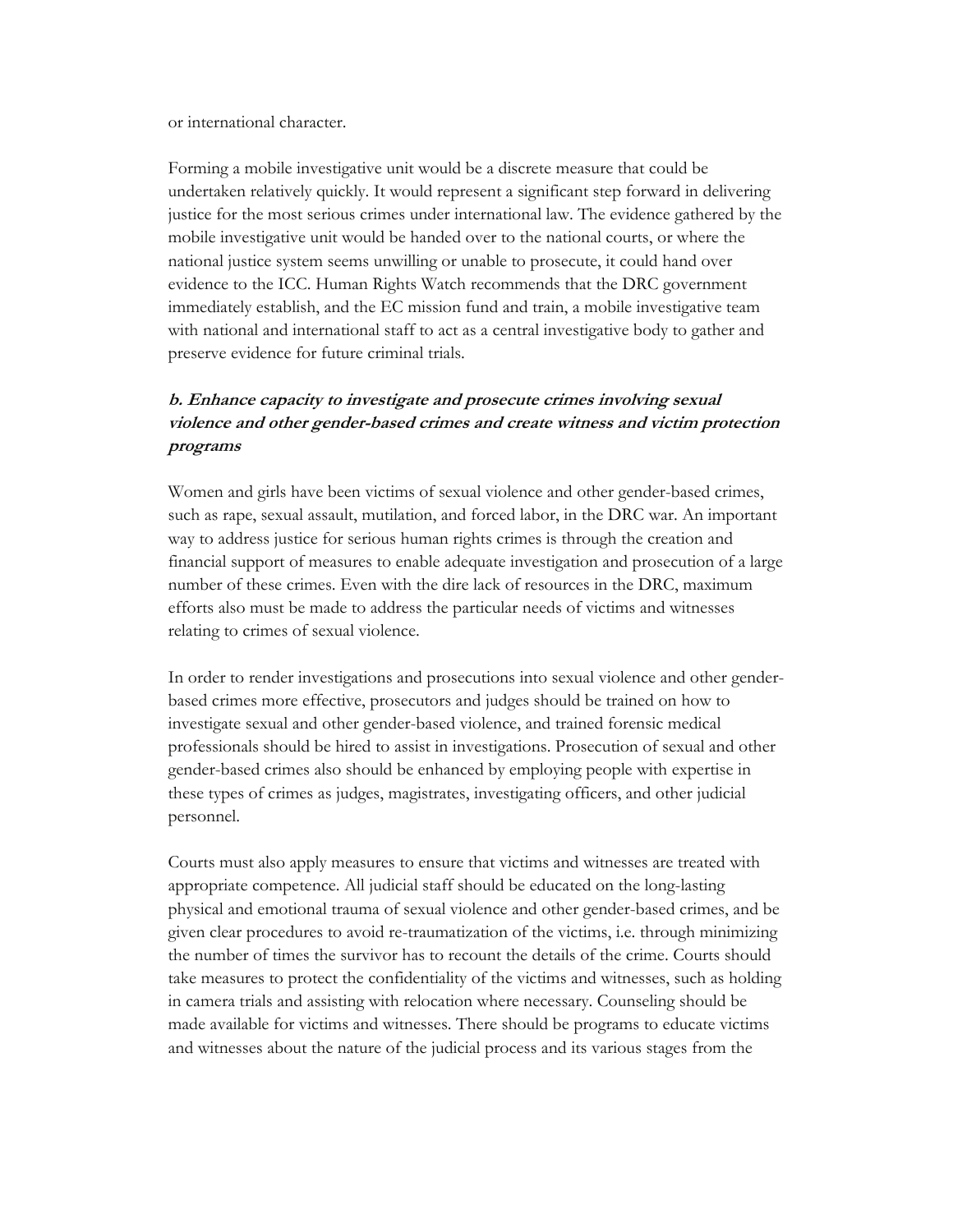or international character.

Forming a mobile investigative unit would be a discrete measure that could be undertaken relatively quickly. It would represent a significant step forward in delivering justice for the most serious crimes under international law. The evidence gathered by the mobile investigative unit would be handed over to the national courts, or where the national justice system seems unwilling or unable to prosecute, it could hand over evidence to the ICC. Human Rights Watch recommends that the DRC government immediately establish, and the EC mission fund and train, a mobile investigative team with national and international staff to act as a central investigative body to gather and preserve evidence for future criminal trials.

### *b. Enhance capacity to investigate and prosecute crimes involving sexual violence and other gender-based crimes and create witness and victim protection programs*

Women and girls have been victims of sexual violence and other gender-based crimes, such as rape, sexual assault, mutilation, and forced labor, in the DRC war. An important way to address justice for serious human rights crimes is through the creation and financial support of measures to enable adequate investigation and prosecution of a large number of these crimes. Even with the dire lack of resources in the DRC, maximum efforts also must be made to address the particular needs of victims and witnesses relating to crimes of sexual violence.

In order to render investigations and prosecutions into sexual violence and other gender-based crimes more effective, prosecutors and judges should be trained on how to investigate sexual and other gender-based violence, and trained forensic medical professionals should be hired to assist in investigations. Prosecution of sexual and other gender-based crimes also should be enhanced by employing people with expertise in these types of crimes as judges, magistrates, investigating officers, and other judicial personnel.

Courts must also apply measures to ensure that victims and witnesses are treated with appropriate competence. All judicial staff should be educated on the long-lasting physical and emotional trauma of sexual violence and other gender-based crimes, and be given clear procedures to avoid re-traumatization of the victims, i.e. through minimizing the number of times the survivor has to recount the details of the crime. Courts should take measures to protect the confidentiality of the victims and witnesses, such as holding in camera trials and assisting with relocation where necessary. Counseling should be made available for victims and witnesses. There should be programs to educate victims and witnesses about the nature of the judicial process and its various stages from the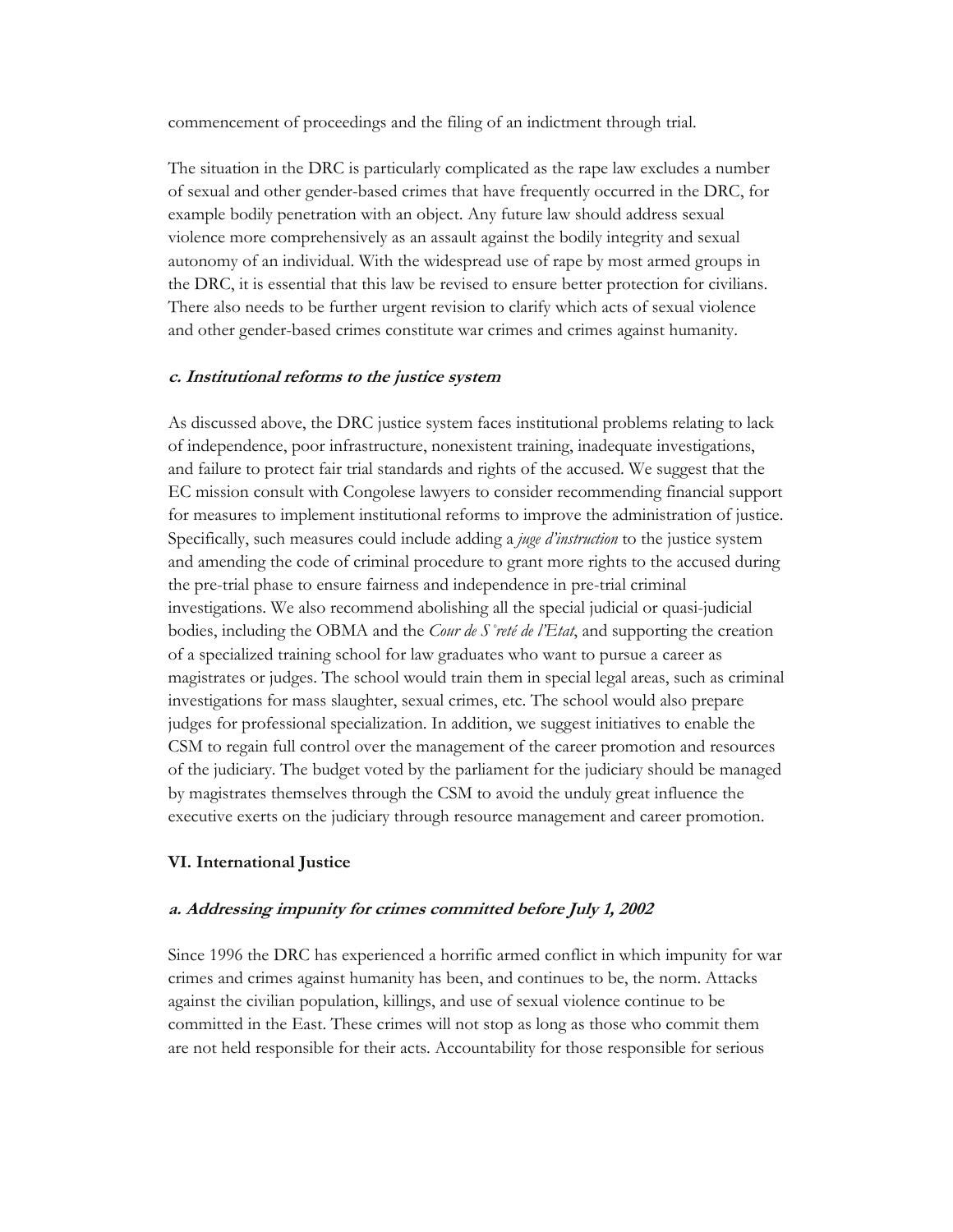commencement of proceedings and the filing of an indictment through trial.

The situation in the DRC is particularly complicated as the rape law excludes a number of sexual and other gender-based crimes that have frequently occurred in the DRC, for example bodily penetration with an object. Any future law should address sexual violence more comprehensively as an assault against the bodily integrity and sexual autonomy of an individual. With the widespread use of rape by most armed groups in the DRC, it is essential that this law be revised to ensure better protection for civilians. There also needs to be further urgent revision to clarify which acts of sexual violence and other gender-based crimes constitute war crimes and crimes against humanity.

### *c. Institutional reforms to the justice system*

As discussed above, the DRC justice system faces institutional problems relating to lack of independence, poor infrastructure, nonexistent training, inadequate investigations, and failure to protect fair trial standards and rights of the accused. We suggest that the EC mission consult with Congolese lawyers to consider recommending financial support for measures to implement institutional reforms to improve the administration of justice. Specifically, such measures could include adding a *juge d'instruction* to the justice system and amending the code of criminal procedure to grant more rights to the accused during the pre-trial phase to ensure fairness and independence in pre-trial criminal investigations. We also recommend abolishing all the special judicial or quasi-judicial bodies, including the OBMA and the *Cour de S˚reté de l'Etat*, and supporting the creation of a specialized training school for law graduates who want to pursue a career as magistrates or judges. The school would train them in special legal areas, such as criminal investigations for mass slaughter, sexual crimes, etc. The school would also prepare judges for professional specialization. In addition, we suggest initiatives to enable the CSM to regain full control over the management of the career promotion and resources of the judiciary. The budget voted by the parliament for the judiciary should be managed by magistrates themselves through the CSM to avoid the unduly great influence the executive exerts on the judiciary through resource management and career promotion.

## VI. International Justice

### *a. Addressing impunity for crimes committed before July 1, 2002*

Since 1996 the DRC has experienced a horrific armed conflict in which impunity for war crimes and crimes against humanity has been, and continues to be, the norm. Attacks against the civilian population, killings, and use of sexual violence continue to be committed in the East. These crimes will not stop as long as those who commit them are not held responsible for their acts. Accountability for those responsible for serious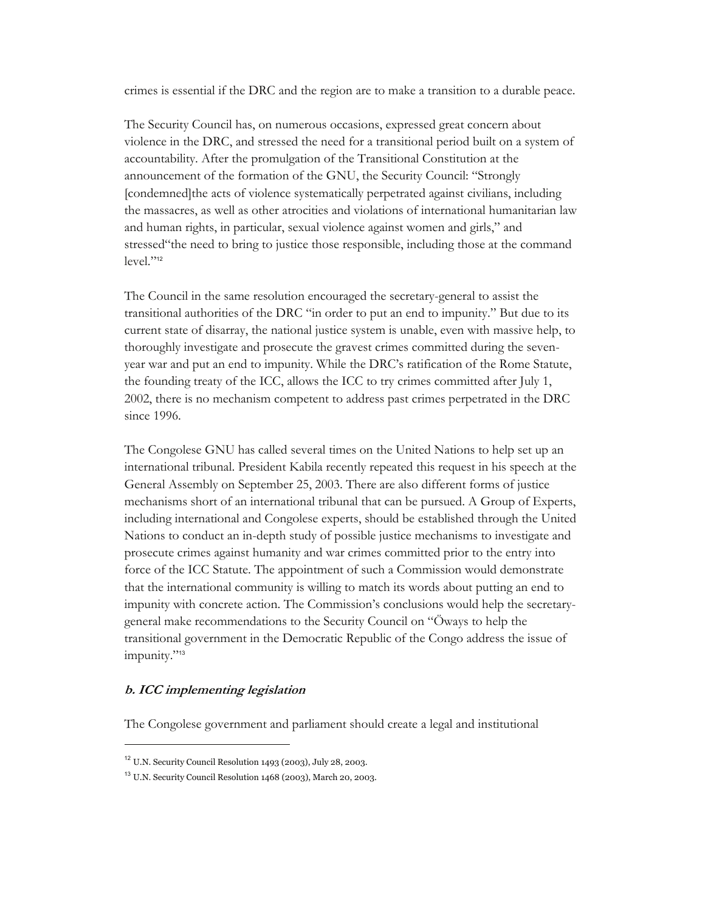crimes is essential if the DRC and the region are to make a transition to a durable peace.

The Security Council has, on numerous occasions, expressed great concern about violence in the DRC, and stressed the need for a transitional period built on a system of accountability. After the promulgation of the Transitional Constitution at the announcement of the formation of the GNU, the Security Council: "Strongly [condemned]the acts of violence systematically perpetrated against civilians, including the massacres, as well as other atrocities and violations of international humanitarian law and human rights, in particular, sexual violence against women and girls," and stressed"the need to bring to justice those responsible, including those at the command level."[12]

The Council in the same resolution encouraged the secretary-general to assist the transitional authorities of the DRC "in order to put an end to impunity." But due to its current state of disarray, the national justice system is unable, even with massive help, to thoroughly investigate and prosecute the gravest crimes committed during the seven-year war and put an end to impunity. While the DRC's ratification of the Rome Statute, the founding treaty of the ICC, allows the ICC to try crimes committed after July 1, 2002, there is no mechanism competent to address past crimes perpetrated in the DRC since 1996.

The Congolese GNU has called several times on the United Nations to help set up an international tribunal. President Kabila recently repeated this request in his speech at the General Assembly on September 25, 2003. There are also different forms of justice mechanisms short of an international tribunal that can be pursued. A Group of Experts, including international and Congolese experts, should be established through the United Nations to conduct an in-depth study of possible justice mechanisms to investigate and prosecute crimes against humanity and war crimes committed prior to the entry into force of the ICC Statute. The appointment of such a Commission would demonstrate that the international community is willing to match its words about putting an end to impunity with concrete action. The Commission's conclusions would help the secretary-general make recommendations to the Security Council on "Öways to help the transitional government in the Democratic Republic of the Congo address the issue of impunity."[13]

### *b. ICC implementing legislation*

The Congolese government and parliament should create a legal and institutional

---

[12] U.N. Security Council Resolution 1493 (2003), July 28, 2003.

[13] U.N. Security Council Resolution 1468 (2003), March 20, 2003.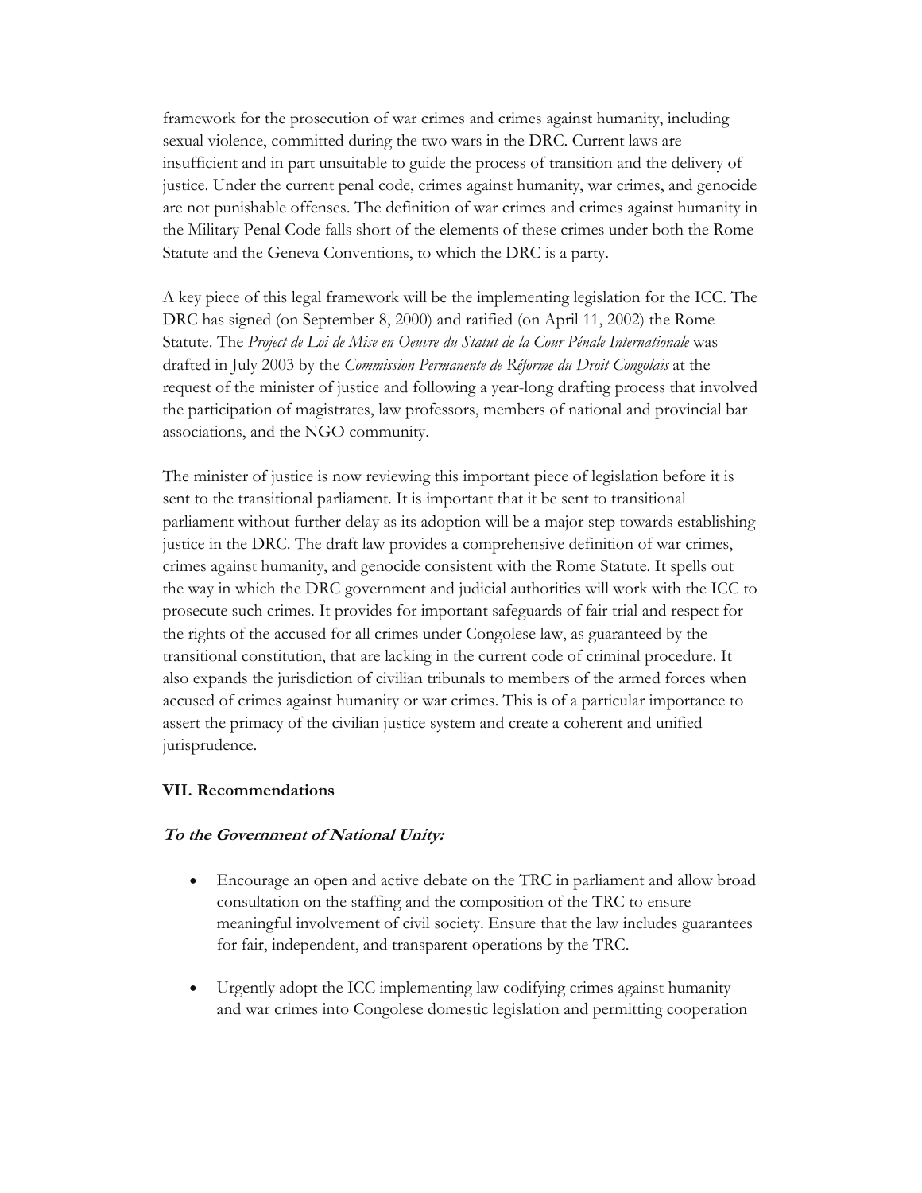framework for the prosecution of war crimes and crimes against humanity, including sexual violence, committed during the two wars in the DRC. Current laws are insufficient and in part unsuitable to guide the process of transition and the delivery of justice. Under the current penal code, crimes against humanity, war crimes, and genocide are not punishable offenses. The definition of war crimes and crimes against humanity in the Military Penal Code falls short of the elements of these crimes under both the Rome Statute and the Geneva Conventions, to which the DRC is a party.

A key piece of this legal framework will be the implementing legislation for the ICC. The DRC has signed (on September 8, 2000) and ratified (on April 11, 2002) the Rome Statute. The *Project de Loi de Mise en Oeuvre du Statut de la Cour Pénale Internationale* was drafted in July 2003 by the *Commission Permanente de Réforme du Droit Congolais* at the request of the minister of justice and following a year-long drafting process that involved the participation of magistrates, law professors, members of national and provincial bar associations, and the NGO community.

The minister of justice is now reviewing this important piece of legislation before it is sent to the transitional parliament. It is important that it be sent to transitional parliament without further delay as its adoption will be a major step towards establishing justice in the DRC. The draft law provides a comprehensive definition of war crimes, crimes against humanity, and genocide consistent with the Rome Statute. It spells out the way in which the DRC government and judicial authorities will work with the ICC to prosecute such crimes. It provides for important safeguards of fair trial and respect for the rights of the accused for all crimes under Congolese law, as guaranteed by the transitional constitution, that are lacking in the current code of criminal procedure. It also expands the jurisdiction of civilian tribunals to members of the armed forces when accused of crimes against humanity or war crimes. This is of a particular importance to assert the primacy of the civilian justice system and create a coherent and unified jurisprudence.

## VII. Recommendations

### *To the Government of National Unity:*

- Encourage an open and active debate on the TRC in parliament and allow broad consultation on the staffing and the composition of the TRC to ensure meaningful involvement of civil society. Ensure that the law includes guarantees for fair, independent, and transparent operations by the TRC.

- Urgently adopt the ICC implementing law codifying crimes against humanity and war crimes into Congolese domestic legislation and permitting cooperation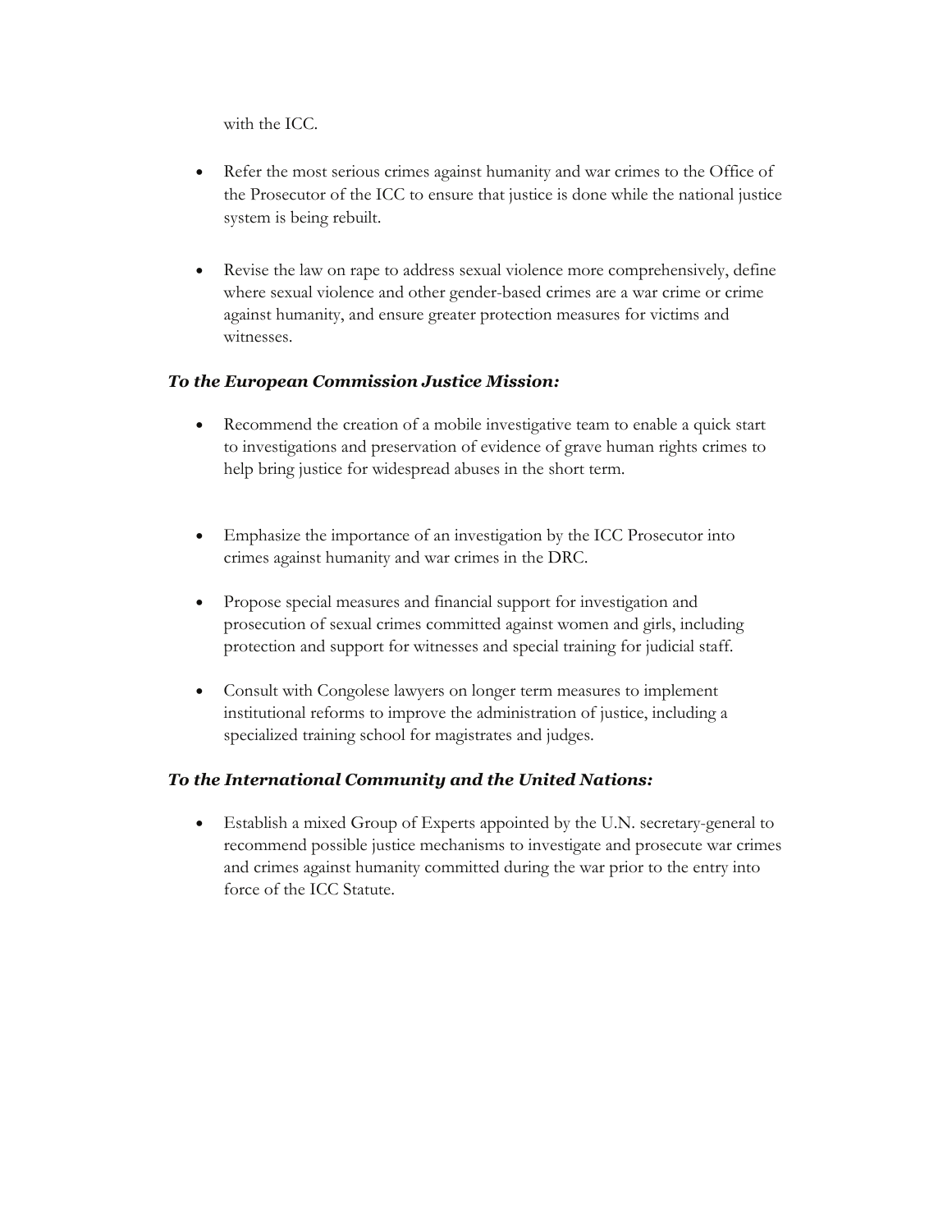with the ICC.

- Refer the most serious crimes against humanity and war crimes to the Office of the Prosecutor of the ICC to ensure that justice is done while the national justice system is being rebuilt.

- Revise the law on rape to address sexual violence more comprehensively, define where sexual violence and other gender-based crimes are a war crime or crime against humanity, and ensure greater protection measures for victims and witnesses.

### *To the European Commission Justice Mission:*

- Recommend the creation of a mobile investigative team to enable a quick start to investigations and preservation of evidence of grave human rights crimes to help bring justice for widespread abuses in the short term.

- Emphasize the importance of an investigation by the ICC Prosecutor into crimes against humanity and war crimes in the DRC.

- Propose special measures and financial support for investigation and prosecution of sexual crimes committed against women and girls, including protection and support for witnesses and special training for judicial staff.

- Consult with Congolese lawyers on longer term measures to implement institutional reforms to improve the administration of justice, including a specialized training school for magistrates and judges.

### *To the International Community and the United Nations:*

- Establish a mixed Group of Experts appointed by the U.N. secretary-general to recommend possible justice mechanisms to investigate and prosecute war crimes and crimes against humanity committed during the war prior to the entry into force of the ICC Statute.